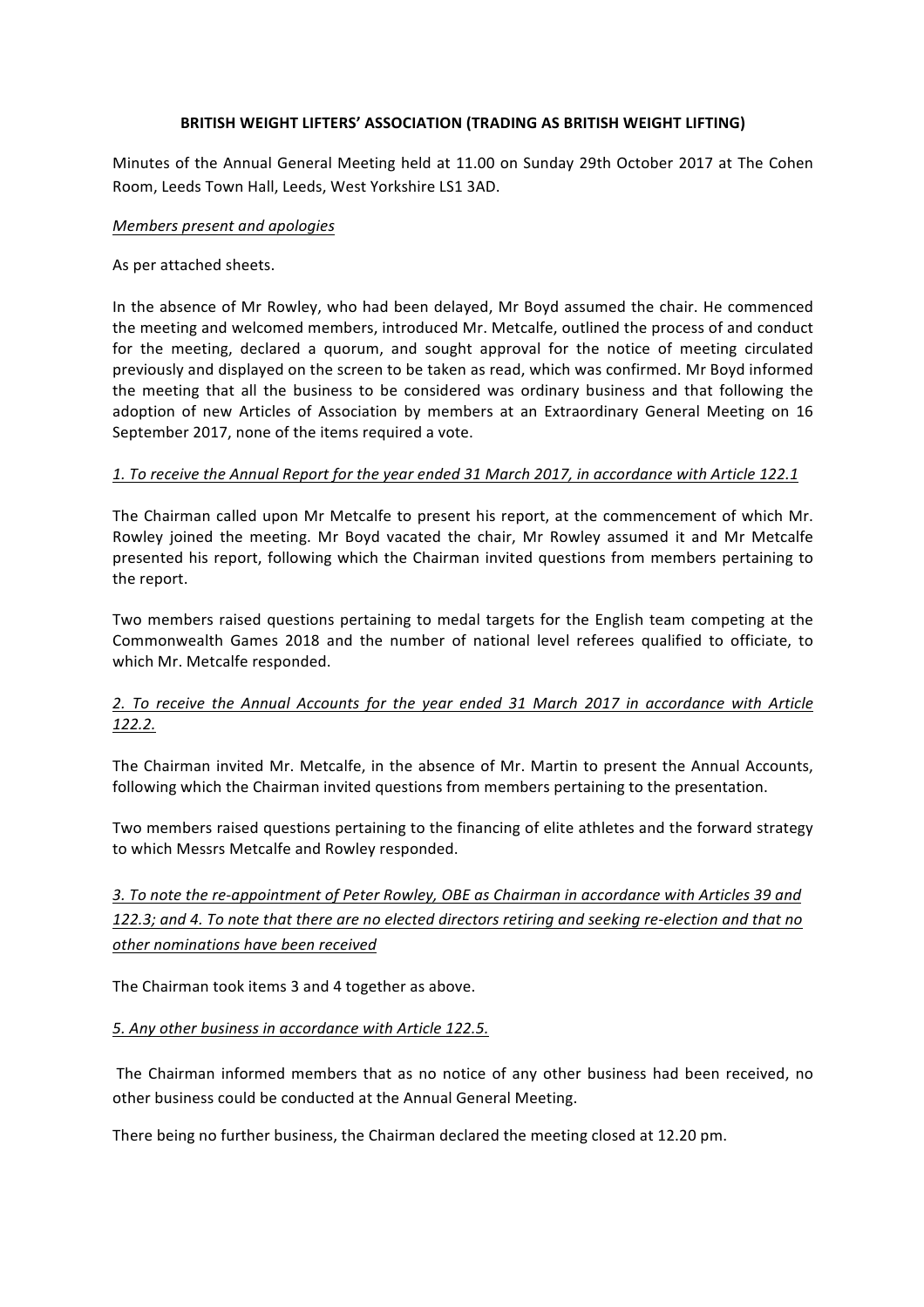**BRITISH WEIGHT LIFTERS' ASSOCIATION (TRADING AS BRITISH WEIGHT LIFTING)**

Minutes of the Annual General Meeting held at 11.00 on Sunday 29th October 2017 at The Cohen Room, Leeds Town Hall, Leeds, West Yorkshire LS1 3AD.

*Members present and apologies*

As per attached sheets.

In the absence of Mr Rowley, who had been delayed, Mr Boyd assumed the chair. He commenced the meeting and welcomed members, introduced Mr. Metcalfe, outlined the process of and conduct for the meeting, declared a quorum, and sought approval for the notice of meeting circulated previously and displayed on the screen to be taken as read, which was confirmed. Mr Boyd informed the meeting that all the business to be considered was ordinary business and that following the adoption of new Articles of Association by members at an Extraordinary General Meeting on 16 September 2017, none of the items required a vote.

*1. To receive the Annual Report for the year ended 31 March 2017, in accordance with Article 122.1*

The Chairman called upon Mr Metcalfe to present his report, at the commencement of which Mr. Rowley joined the meeting. Mr Boyd vacated the chair, Mr Rowley assumed it and Mr Metcalfe presented his report, following which the Chairman invited questions from members pertaining to the report.

Two members raised questions pertaining to medal targets for the English team competing at the Commonwealth Games 2018 and the number of national level referees qualified to officiate, to which Mr. Metcalfe responded.

*2. To receive the Annual Accounts for the year ended 31 March 2017 in accordance with Article 122.2.*

The Chairman invited Mr. Metcalfe, in the absence of Mr. Martin to present the Annual Accounts, following which the Chairman invited questions from members pertaining to the presentation.

Two members raised questions pertaining to the financing of elite athletes and the forward strategy to which Messrs Metcalfe and Rowley responded.

*3. To note the re-appointment of Peter Rowley, OBE as Chairman in accordance with Articles 39 and 122.3; and 4. To note that there are no elected directors retiring and seeking re-election and that no other nominations have been received*

The Chairman took items 3 and 4 together as above.

*5. Any other business in accordance with Article 122.5.*

The Chairman informed members that as no notice of any other business had been received, no other business could be conducted at the Annual General Meeting.

There being no further business, the Chairman declared the meeting closed at 12.20 pm.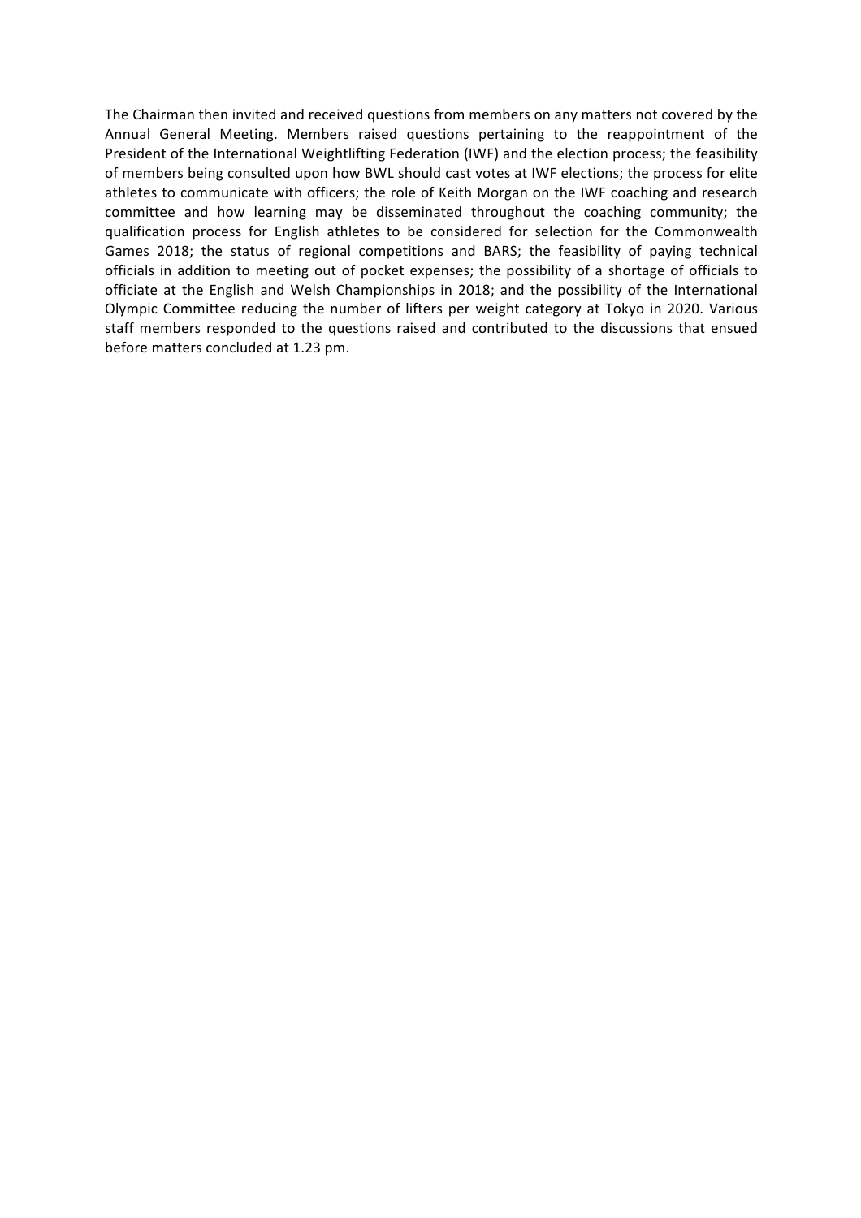The Chairman then invited and received questions from members on any matters not covered by the Annual General Meeting. Members raised questions pertaining to the reappointment of the President of the International Weightlifting Federation (IWF) and the election process; the feasibility of members being consulted upon how BWL should cast votes at IWF elections; the process for elite athletes to communicate with officers; the role of Keith Morgan on the IWF coaching and research committee and how learning may be disseminated throughout the coaching community; the qualification process for English athletes to be considered for selection for the Commonwealth Games 2018; the status of regional competitions and BARS; the feasibility of paying technical officials in addition to meeting out of pocket expenses; the possibility of a shortage of officials to officiate at the English and Welsh Championships in 2018; and the possibility of the International Olympic Committee reducing the number of lifters per weight category at Tokyo in 2020. Various staff members responded to the questions raised and contributed to the discussions that ensued before matters concluded at 1.23 pm.